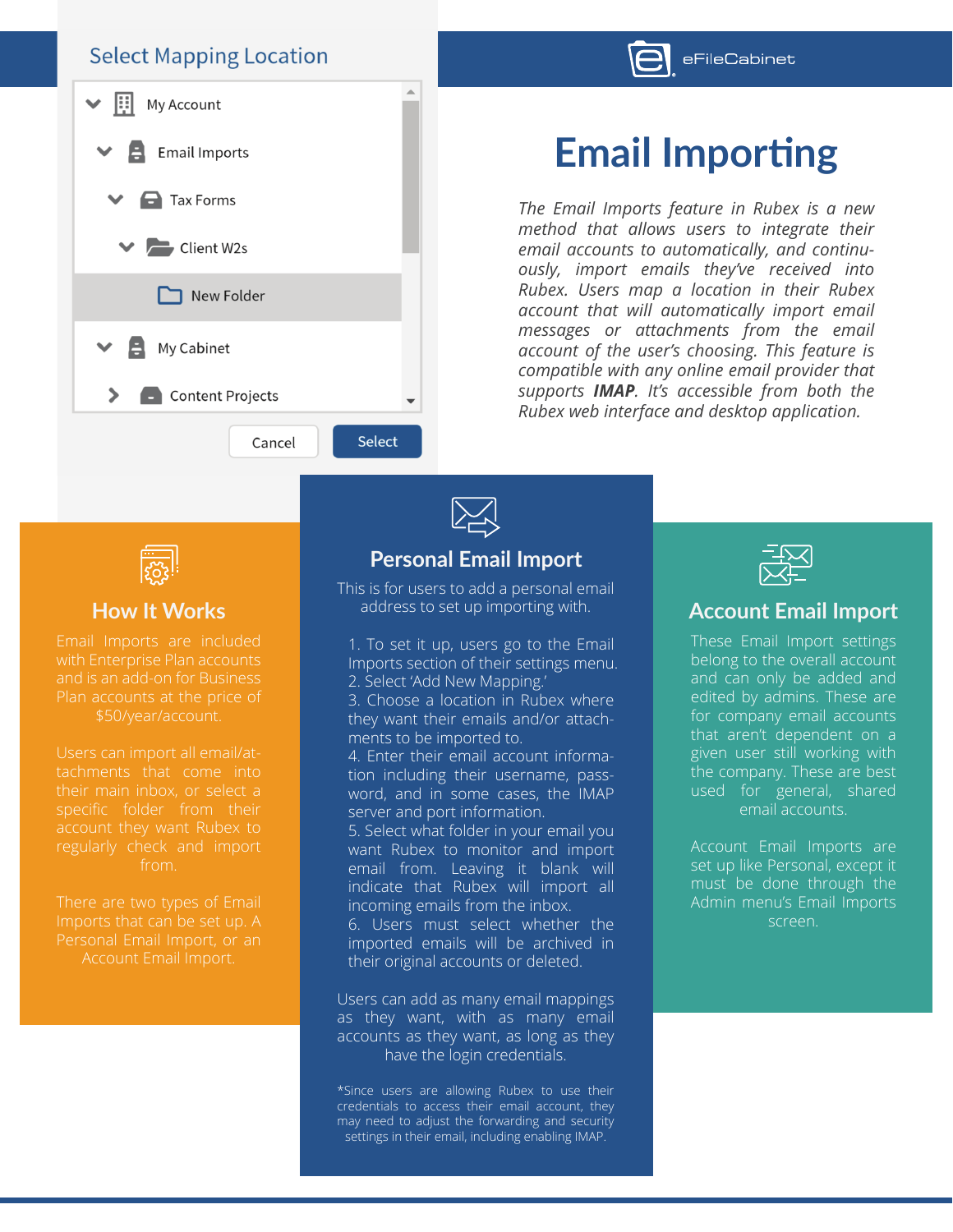Select Mapping Location

- My Account
  - Email Imports
    - Tax Forms
      - Client W2s
        - New Folder
  - My Cabinet
    - Content Projects

Cancel | Select

eFileCabinet

# Email Importing

*The Email Imports feature in Rubex is a new method that allows users to integrate their email accounts to automatically, and continuously, import emails they've received into Rubex. Users map a location in their Rubex account that will automatically import email messages or attachments from the email account of the user's choosing. This feature is compatible with any online email provider that supports* ***IMAP****. It's accessible from both the Rubex web interface and desktop application.*

## How It Works

Email Imports are included with Enterprise Plan accounts and is an add-on for Business Plan accounts at the price of $50/year/account.

Users can import all email/attachments that come into their main inbox, or select a specific folder from their account they want Rubex to regularly check and import from.

There are two types of Email Imports that can be set up. A Personal Email Import, or an Account Email Import.

## Personal Email Import

This is for users to add a personal email address to set up importing with.

1. To set it up, users go to the Email Imports section of their settings menu.
2. Select 'Add New Mapping.'
3. Choose a location in Rubex where they want their emails and/or attachments to be imported to.
4. Enter their email account information including their username, password, and in some cases, the IMAP server and port information.
5. Select what folder in your email you want Rubex to monitor and import email from. Leaving it blank will indicate that Rubex will import all incoming emails from the inbox.
6. Users must select whether the imported emails will be archived in their original accounts or deleted.

Users can add as many email mappings as they want, with as many email accounts as they want, as long as they have the login credentials.

*Since users are allowing Rubex to use their credentials to access their email account, they may need to adjust the forwarding and security settings in their email, including enabling IMAP.

## Account Email Import

These Email Import settings belong to the overall account and can only be added and edited by admins. These are for company email accounts that aren't dependent on a given user still working with the company. These are best used for general, shared email accounts.

Account Email Imports are set up like Personal, except it must be done through the Admin menu's Email Imports screen.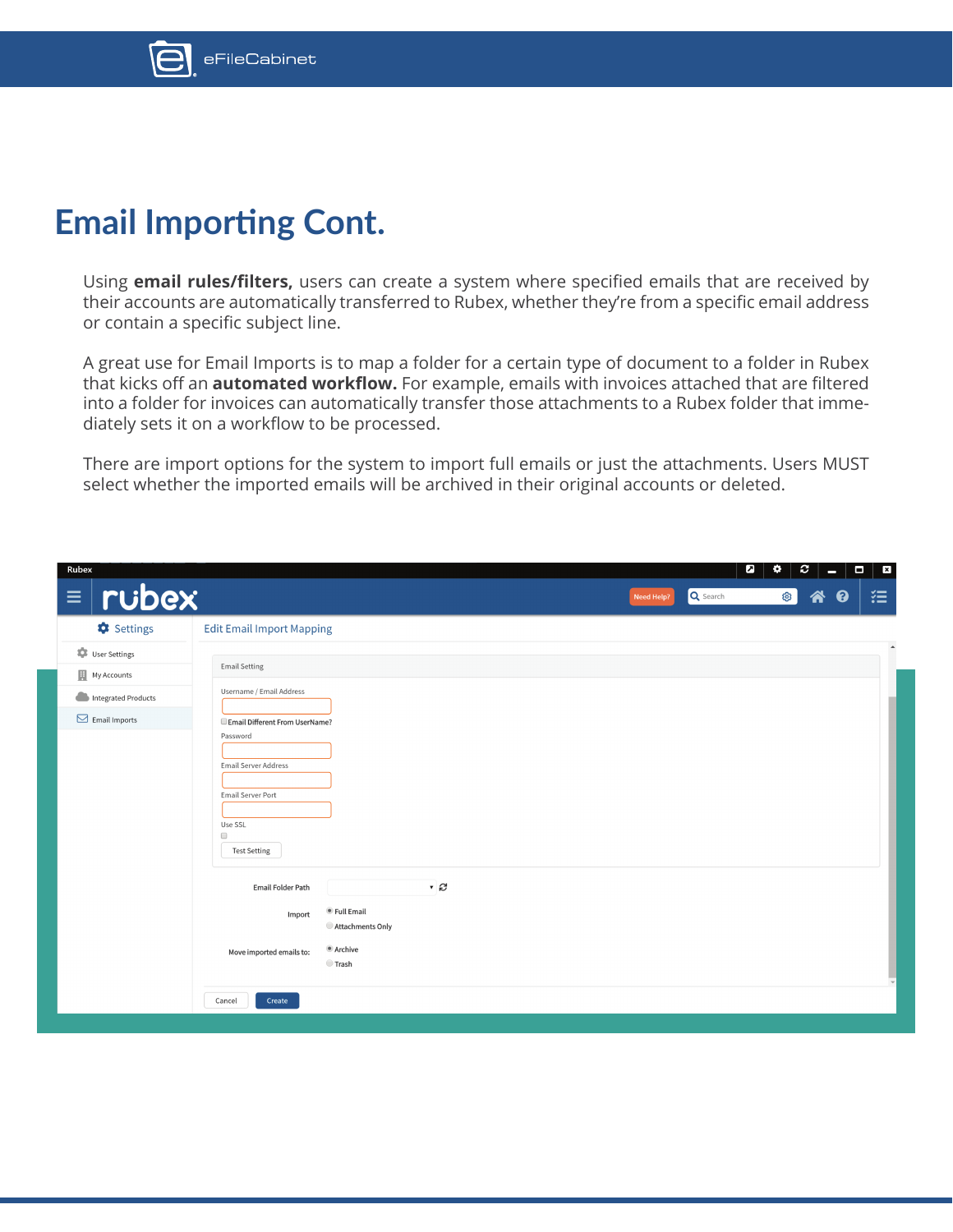# Email Importing Cont.

Using **email rules/filters,** users can create a system where specified emails that are received by their accounts are automatically transferred to Rubex, whether they're from a specific email address or contain a specific subject line.

A great use for Email Imports is to map a folder for a certain type of document to a folder in Rubex that kicks off an **automated workflow.** For example, emails with invoices attached that are filtered into a folder for invoices can automatically transfer those attachments to a Rubex folder that immediately sets it on a workflow to be processed.

There are import options for the system to import full emails or just the attachments. Users MUST select whether the imported emails will be archived in their original accounts or deleted.